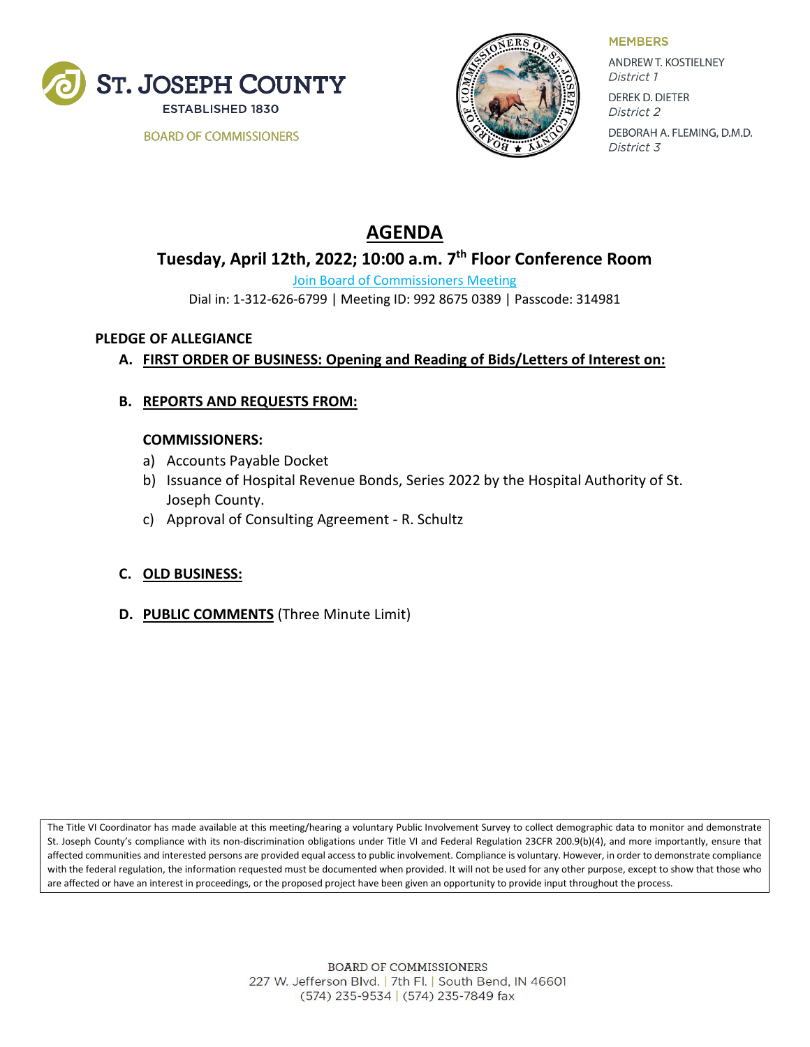ST. JOSEPH COUNTY

ESTABLISHED 1830

BOARD OF COMMISSIONERS

**MEMBERS**

ANDREW T. KOSTIELNEY
*District 1*

DEREK D. DIETER
*District 2*

DEBORAH A. FLEMING, D.M.D.
*District 3*

# AGENDA

## Tuesday, April 12th, 2022; 10:00 a.m. 7th Floor Conference Room

Join Board of Commissioners Meeting

Dial in: 1-312-626-6799 | Meeting ID: 992 8675 0389 | Passcode: 314981

**PLEDGE OF ALLEGIANCE**

**A. FIRST ORDER OF BUSINESS: Opening and Reading of Bids/Letters of Interest on:**

**B. REPORTS AND REQUESTS FROM:**

**COMMISSIONERS:**

a) Accounts Payable Docket
b) Issuance of Hospital Revenue Bonds, Series 2022 by the Hospital Authority of St. Joseph County.
c) Approval of Consulting Agreement - R. Schultz

**C. OLD BUSINESS:**

**D. PUBLIC COMMENTS** (Three Minute Limit)

The Title VI Coordinator has made available at this meeting/hearing a voluntary Public Involvement Survey to collect demographic data to monitor and demonstrate St. Joseph County's compliance with its non-discrimination obligations under Title VI and Federal Regulation 23CFR 200.9(b)(4), and more importantly, ensure that affected communities and interested persons are provided equal access to public involvement. Compliance is voluntary. However, in order to demonstrate compliance with the federal regulation, the information requested must be documented when provided. It will not be used for any other purpose, except to show that those who are affected or have an interest in proceedings, or the proposed project have been given an opportunity to provide input throughout the process.

BOARD OF COMMISSIONERS
227 W. Jefferson Blvd. | 7th Fl. | South Bend, IN 46601
(574) 235-9534 | (574) 235-7849 fax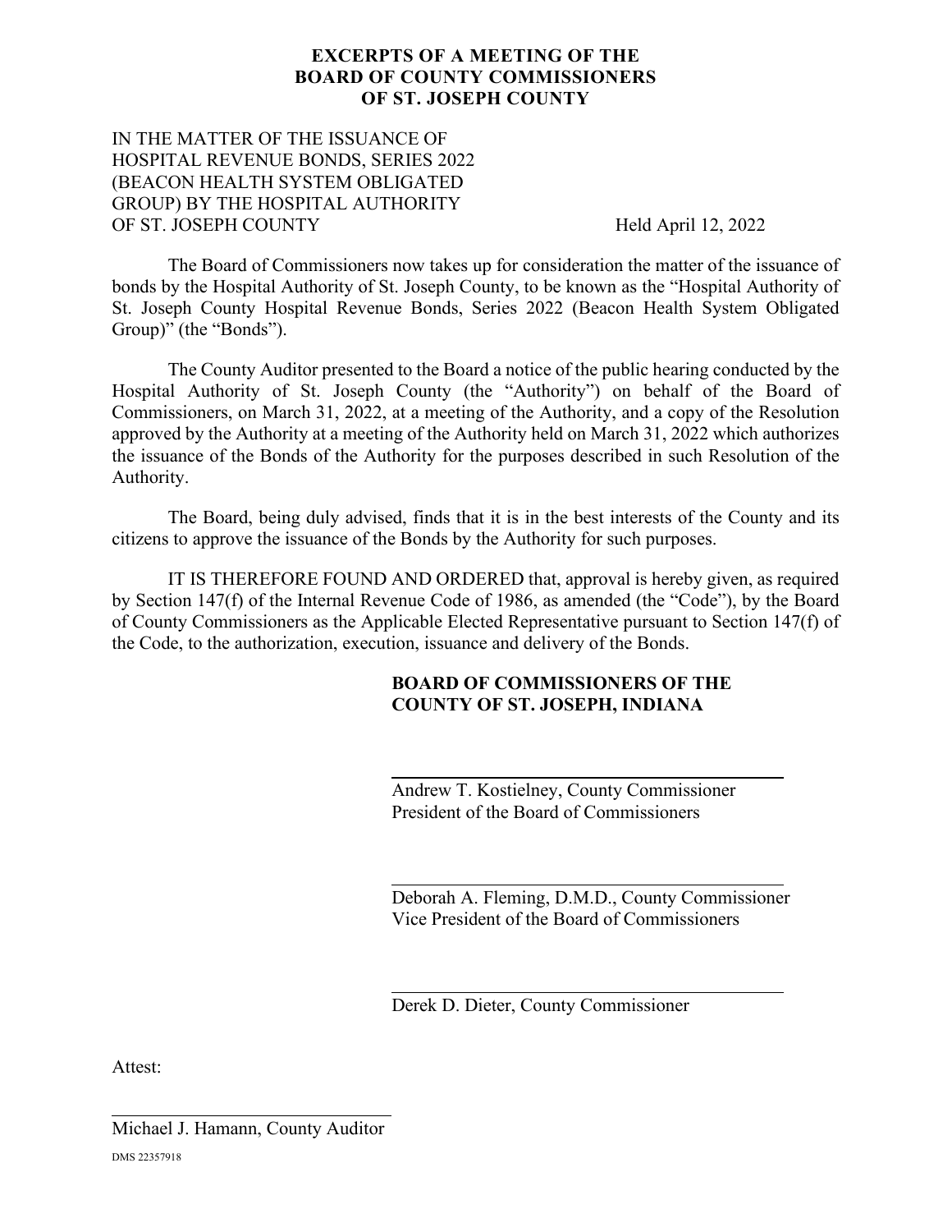**EXCERPTS OF A MEETING OF THE BOARD OF COUNTY COMMISSIONERS OF ST. JOSEPH COUNTY**

IN THE MATTER OF THE ISSUANCE OF HOSPITAL REVENUE BONDS, SERIES 2022 (BEACON HEALTH SYSTEM OBLIGATED GROUP) BY THE HOSPITAL AUTHORITY OF ST. JOSEPH COUNTY

Held April 12, 2022

The Board of Commissioners now takes up for consideration the matter of the issuance of bonds by the Hospital Authority of St. Joseph County, to be known as the "Hospital Authority of St. Joseph County Hospital Revenue Bonds, Series 2022 (Beacon Health System Obligated Group)" (the "Bonds").

The County Auditor presented to the Board a notice of the public hearing conducted by the Hospital Authority of St. Joseph County (the "Authority") on behalf of the Board of Commissioners, on March 31, 2022, at a meeting of the Authority, and a copy of the Resolution approved by the Authority at a meeting of the Authority held on March 31, 2022 which authorizes the issuance of the Bonds of the Authority for the purposes described in such Resolution of the Authority.

The Board, being duly advised, finds that it is in the best interests of the County and its citizens to approve the issuance of the Bonds by the Authority for such purposes.

IT IS THEREFORE FOUND AND ORDERED that, approval is hereby given, as required by Section 147(f) of the Internal Revenue Code of 1986, as amended (the "Code"), by the Board of County Commissioners as the Applicable Elected Representative pursuant to Section 147(f) of the Code, to the authorization, execution, issuance and delivery of the Bonds.

**BOARD OF COMMISSIONERS OF THE COUNTY OF ST. JOSEPH, INDIANA**

\_\_\_\_\_\_\_\_\_\_\_\_\_\_\_\_\_\_\_\_\_\_\_\_\_\_\_\_\_\_\_\_\_\_\_\_
Andrew T. Kostielney, County Commissioner
President of the Board of Commissioners

\_\_\_\_\_\_\_\_\_\_\_\_\_\_\_\_\_\_\_\_\_\_\_\_\_\_\_\_\_\_\_\_\_\_\_\_
Deborah A. Fleming, D.M.D., County Commissioner
Vice President of the Board of Commissioners

\_\_\_\_\_\_\_\_\_\_\_\_\_\_\_\_\_\_\_\_\_\_\_\_\_\_\_\_\_\_\_\_\_\_\_\_
Derek D. Dieter, County Commissioner

Attest:

\_\_\_\_\_\_\_\_\_\_\_\_\_\_\_\_\_\_\_\_\_\_\_\_\_\_\_\_\_\_\_\_\_\_\_\_
Michael J. Hamann, County Auditor

DMS 22357918